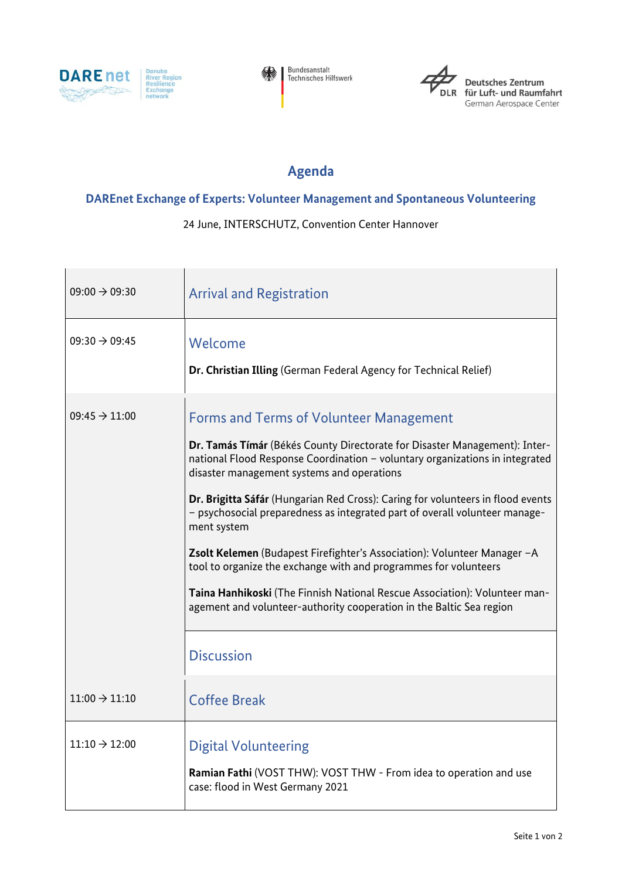Bundesanstalt Technisches Hilfswerk

Deutsches Zentrum für Luft- und Raumfahrt
German Aerospace Center

# Agenda

## DAREnet Exchange of Experts: Volunteer Management and Spontaneous Volunteering

24 June, INTERSCHUTZ, Convention Center Hannover

| Time | Session |
| --- | --- |
| 09:00 → 09:30 | Arrival and Registration |
| 09:30 → 09:45 | Welcome<br><br>**Dr. Christian Illing** (German Federal Agency for Technical Relief) |
| 09:45 → 11:00 | Forms and Terms of Volunteer Management<br><br>**Dr. Tamás Tímár** (Békés County Directorate for Disaster Management): International Flood Response Coordination – voluntary organizations in integrated disaster management systems and operations<br><br>**Dr. Brigitta Sáfár** (Hungarian Red Cross): Caring for volunteers in flood events – psychosocial preparedness as integrated part of overall volunteer management system<br><br>**Zsolt Kelemen** (Budapest Firefighter's Association): Volunteer Manager –A tool to organize the exchange with and programmes for volunteers<br><br>**Taina Hanhikoski** (The Finnish National Rescue Association): Volunteer management and volunteer-authority cooperation in the Baltic Sea region |
| | Discussion |
| 11:00 → 11:10 | Coffee Break |
| 11:10 → 12:00 | Digital Volunteering<br><br>**Ramian Fathi** (VOST THW): VOST THW - From idea to operation and use case: flood in West Germany 2021 |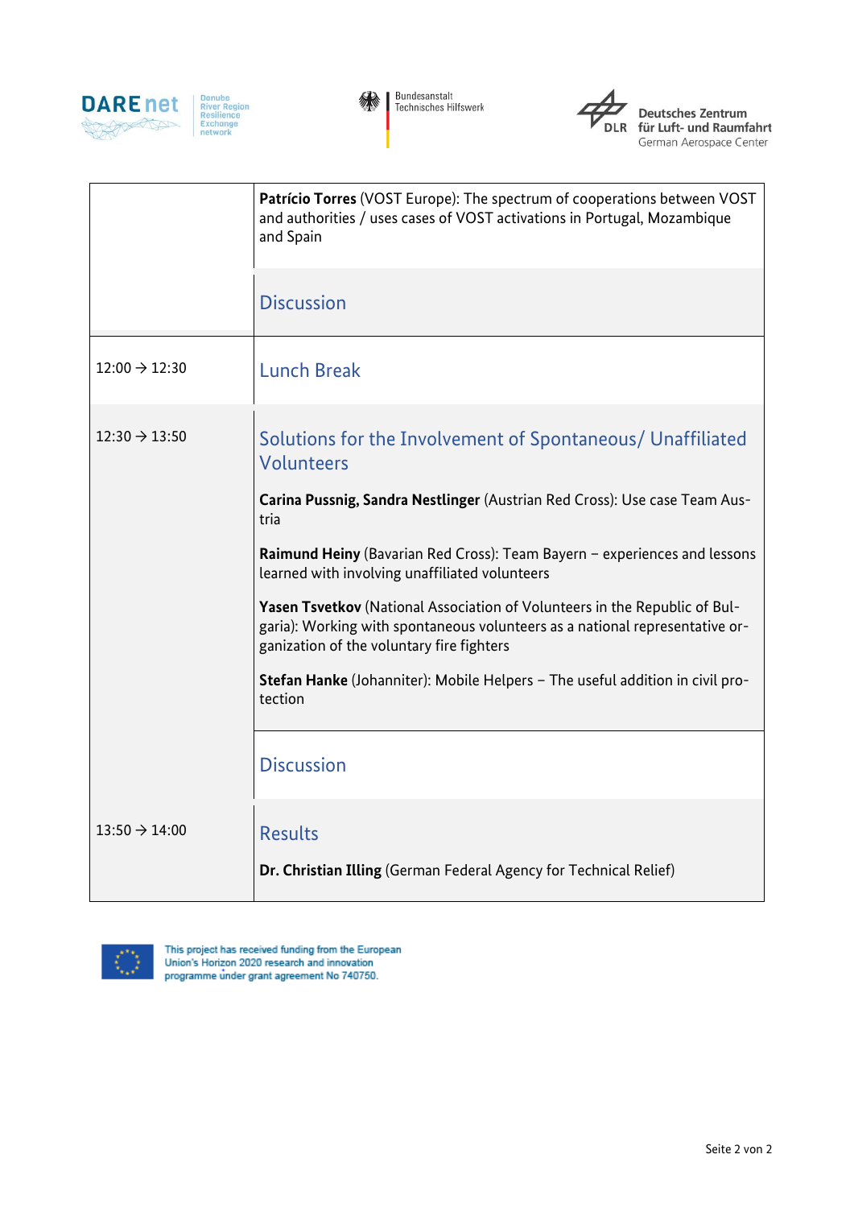| | |
|---|---|
| | **Patrício Torres** (VOST Europe): The spectrum of cooperations between VOST and authorities / uses cases of VOST activations in Portugal, Mozambique and Spain |
| | Discussion |
| 12:00 → 12:30 | Lunch Break |
| 12:30 → 13:50 | Solutions for the Involvement of Spontaneous/ Unaffiliated Volunteers<br><br>**Carina Pussnig, Sandra Nestlinger** (Austrian Red Cross): Use case Team Austria<br><br>**Raimund Heiny** (Bavarian Red Cross): Team Bayern – experiences and lessons learned with involving unaffiliated volunteers<br><br>**Yasen Tsvetkov** (National Association of Volunteers in the Republic of Bulgaria): Working with spontaneous volunteers as a national representative organization of the voluntary fire fighters<br><br>**Stefan Hanke** (Johanniter): Mobile Helpers – The useful addition in civil protection |
| | Discussion |
| 13:50 → 14:00 | Results<br><br>**Dr. Christian Illing** (German Federal Agency for Technical Relief) |

This project has received funding from the European Union's Horizon 2020 research and innovation programme under grant agreement No 740750.